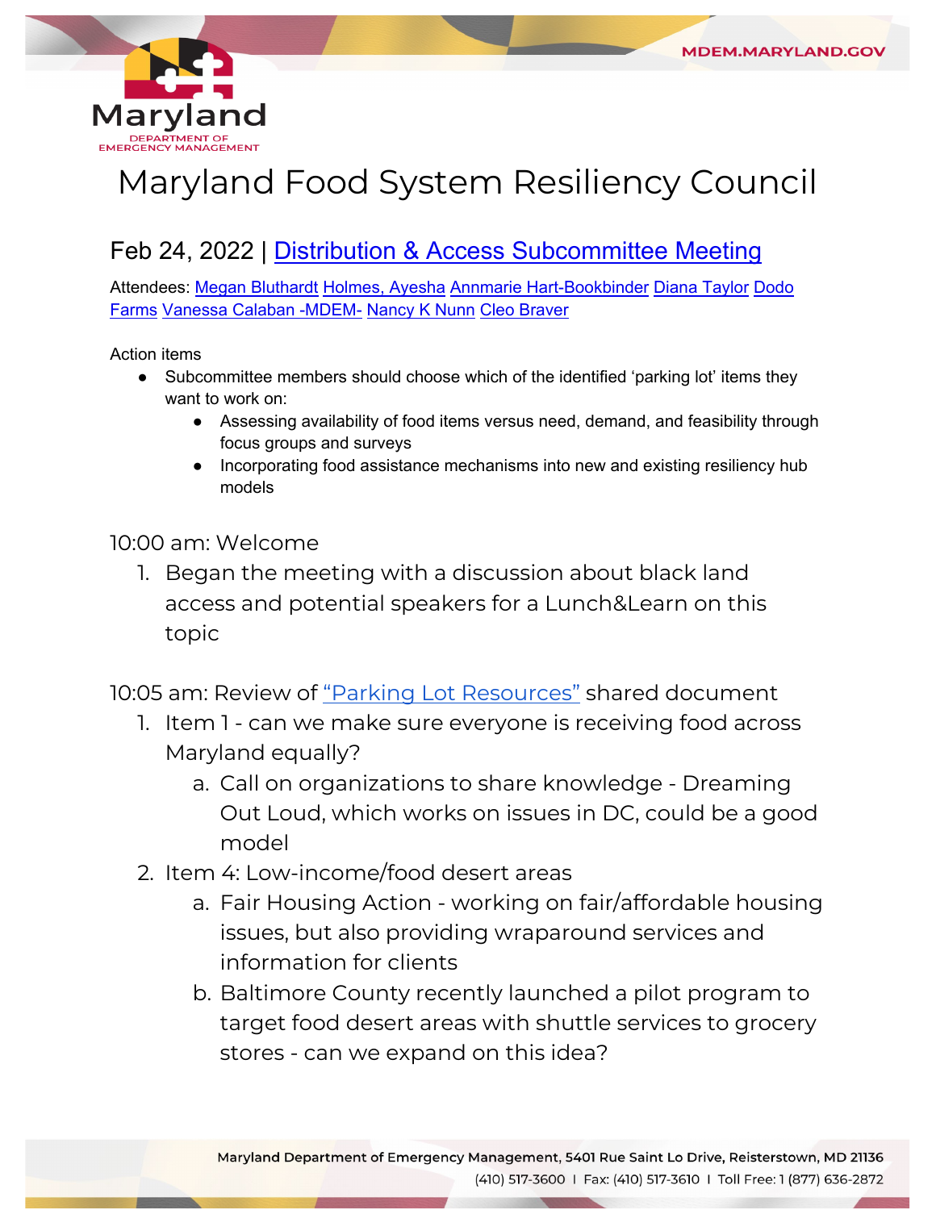# Maryland Food System Resiliency Council

## Feb 24, 2022 | Distribution & Access Subcommittee Meeting

Attendees: Megan Bluthardt Holmes, Ayesha Annmarie Hart-Bookbinder Diana Taylor Dodo Farms Vanessa Calaban -MDEM- Nancy K Nunn Cleo Braver

Action items

- Subcommittee members should choose which of the identified 'parking lot' items they want to work on:
  - Assessing availability of food items versus need, demand, and feasibility through focus groups and surveys
  - Incorporating food assistance mechanisms into new and existing resiliency hub models

### 10:00 am: Welcome

1. Began the meeting with a discussion about black land access and potential speakers for a Lunch&Learn on this topic

### 10:05 am: Review of "Parking Lot Resources" shared document

1. Item 1 - can we make sure everyone is receiving food across Maryland equally?
   a. Call on organizations to share knowledge - Dreaming Out Loud, which works on issues in DC, could be a good model
2. Item 4: Low-income/food desert areas
   a. Fair Housing Action - working on fair/affordable housing issues, but also providing wraparound services and information for clients
   b. Baltimore County recently launched a pilot program to target food desert areas with shuttle services to grocery stores - can we expand on this idea?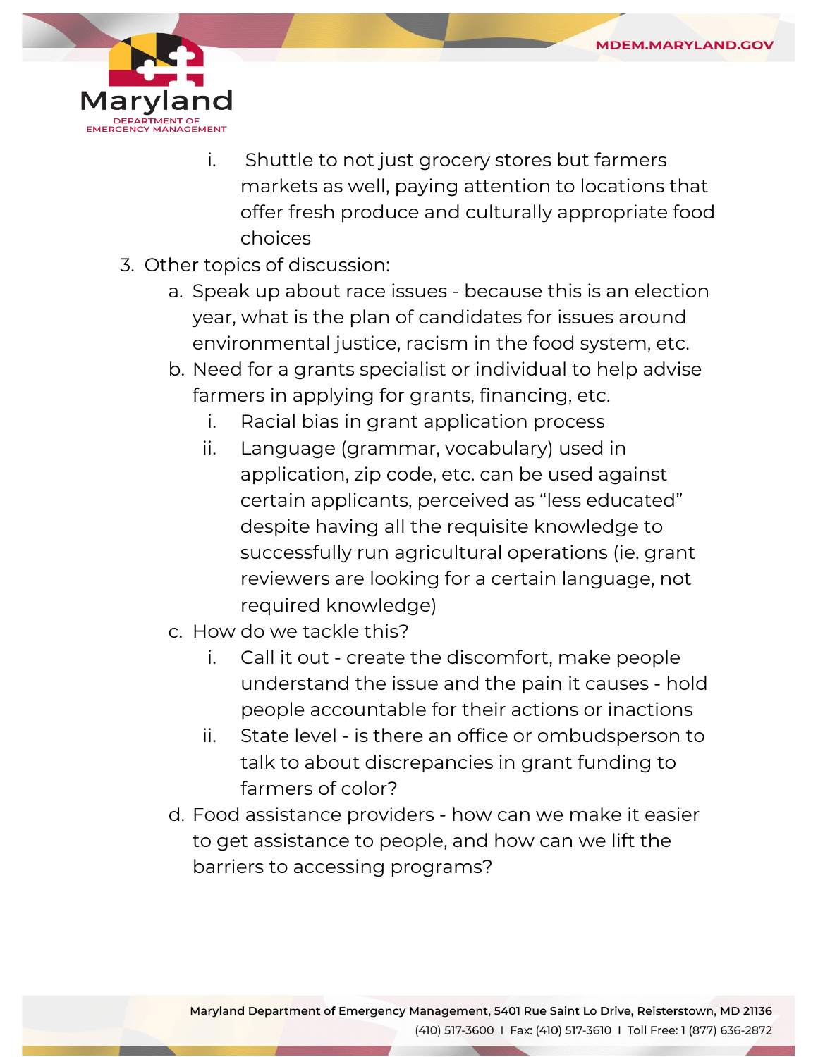i. Shuttle to not just grocery stores but farmers markets as well, paying attention to locations that offer fresh produce and culturally appropriate food choices

3. Other topics of discussion:
    a. Speak up about race issues - because this is an election year, what is the plan of candidates for issues around environmental justice, racism in the food system, etc.
    b. Need for a grants specialist or individual to help advise farmers in applying for grants, financing, etc.
        i. Racial bias in grant application process
        ii. Language (grammar, vocabulary) used in application, zip code, etc. can be used against certain applicants, perceived as "less educated" despite having all the requisite knowledge to successfully run agricultural operations (ie. grant reviewers are looking for a certain language, not required knowledge)
    c. How do we tackle this?
        i. Call it out - create the discomfort, make people understand the issue and the pain it causes - hold people accountable for their actions or inactions
        ii. State level - is there an office or ombudsperson to talk to about discrepancies in grant funding to farmers of color?
    d. Food assistance providers - how can we make it easier to get assistance to people, and how can we lift the barriers to accessing programs?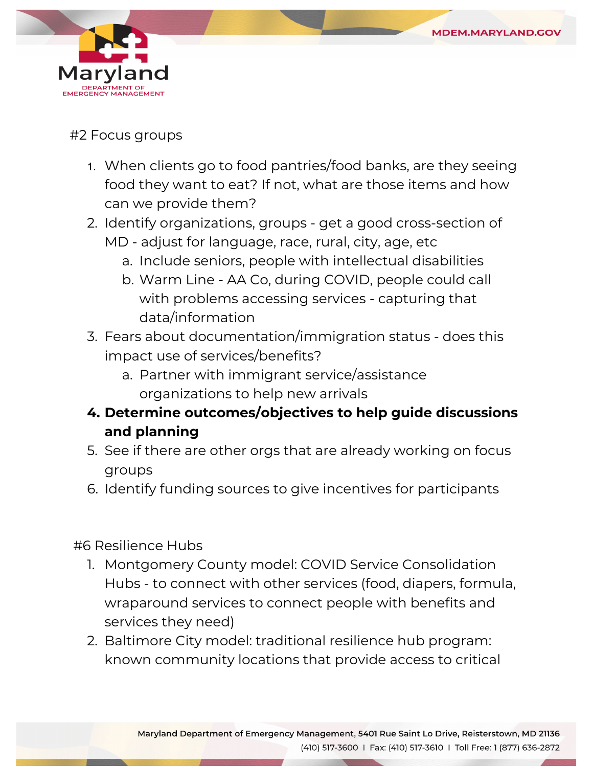#2 Focus groups

1. When clients go to food pantries/food banks, are they seeing food they want to eat? If not, what are those items and how can we provide them?
2. Identify organizations, groups - get a good cross-section of MD - adjust for language, race, rural, city, age, etc
   a. Include seniors, people with intellectual disabilities
   b. Warm Line - AA Co, during COVID, people could call with problems accessing services - capturing that data/information
3. Fears about documentation/immigration status - does this impact use of services/benefits?
   a. Partner with immigrant service/assistance organizations to help new arrivals
4. **Determine outcomes/objectives to help guide discussions and planning**
5. See if there are other orgs that are already working on focus groups
6. Identify funding sources to give incentives for participants

#6 Resilience Hubs

1. Montgomery County model: COVID Service Consolidation Hubs - to connect with other services (food, diapers, formula, wraparound services to connect people with benefits and services they need)
2. Baltimore City model: traditional resilience hub program: known community locations that provide access to critical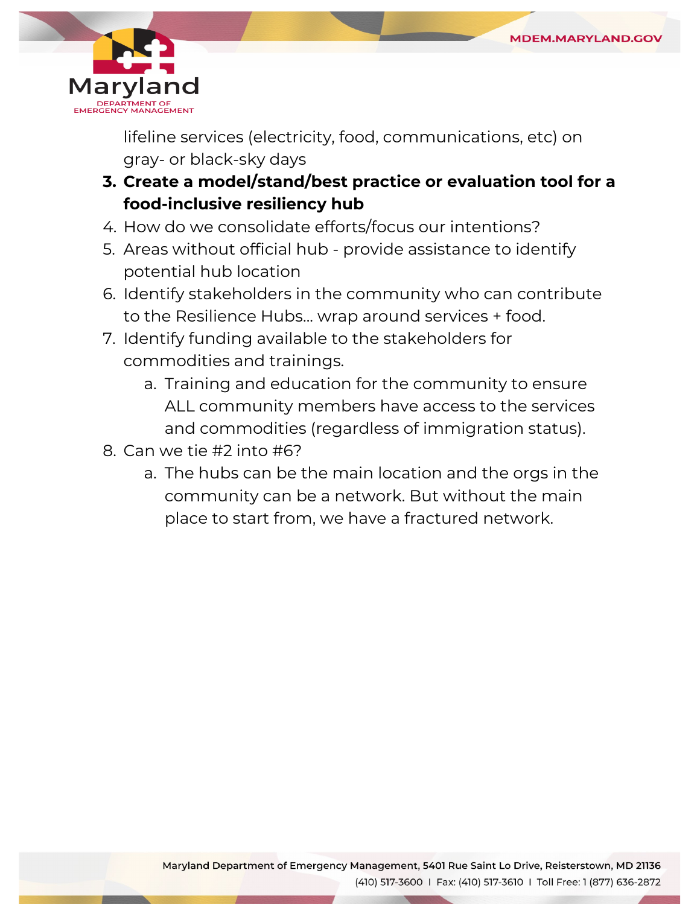lifeline services (electricity, food, communications, etc) on gray- or black-sky days

3. **Create a model/stand/best practice or evaluation tool for a food-inclusive resiliency hub**
4. How do we consolidate efforts/focus our intentions?
5. Areas without official hub - provide assistance to identify potential hub location
6. Identify stakeholders in the community who can contribute to the Resilience Hubs… wrap around services + food.
7. Identify funding available to the stakeholders for commodities and trainings.
    a. Training and education for the community to ensure ALL community members have access to the services and commodities (regardless of immigration status).
8. Can we tie #2 into #6?
    a. The hubs can be the main location and the orgs in the community can be a network. But without the main place to start from, we have a fractured network.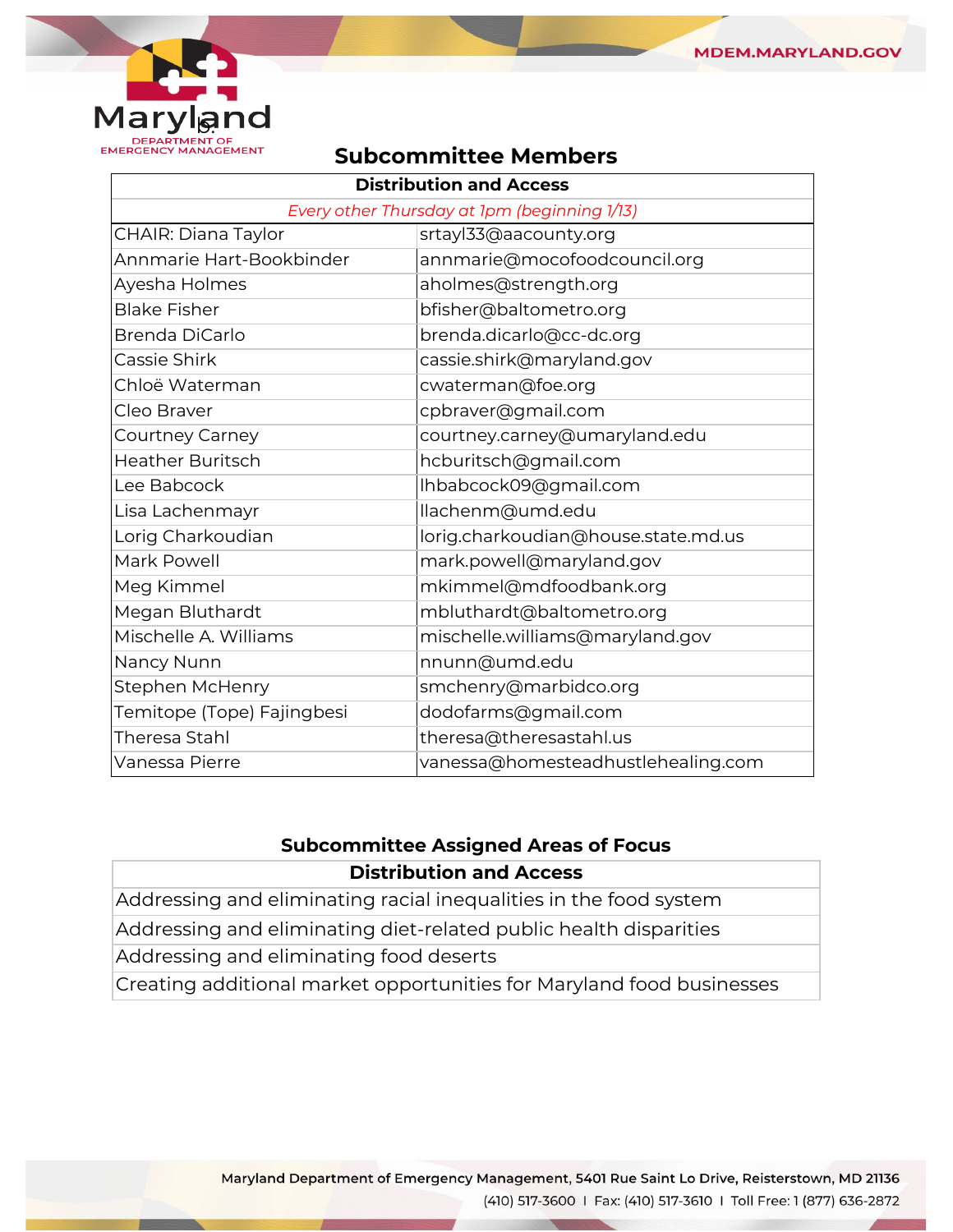## Subcommittee Members

| Distribution and Access | |
|---|---|
| *Every other Thursday at 1pm (beginning 1/13)* | |
| CHAIR: Diana Taylor | srtayl33@aacounty.org |
| Annmarie Hart-Bookbinder | annmarie@mocofoodcouncil.org |
| Ayesha Holmes | aholmes@strength.org |
| Blake Fisher | bfisher@baltometro.org |
| Brenda DiCarlo | brenda.dicarlo@cc-dc.org |
| Cassie Shirk | cassie.shirk@maryland.gov |
| Chloë Waterman | cwaterman@foe.org |
| Cleo Braver | cpbraver@gmail.com |
| Courtney Carney | courtney.carney@umaryland.edu |
| Heather Buritsch | hcburitsch@gmail.com |
| Lee Babcock | lhbabcock09@gmail.com |
| Lisa Lachenmayr | llachenm@umd.edu |
| Lorig Charkoudian | lorig.charkoudian@house.state.md.us |
| Mark Powell | mark.powell@maryland.gov |
| Meg Kimmel | mkimmel@mdfoodbank.org |
| Megan Bluthardt | mbluthardt@baltometro.org |
| Mischelle A. Williams | mischelle.williams@maryland.gov |
| Nancy Nunn | nnunn@umd.edu |
| Stephen McHenry | smchenry@marbidco.org |
| Temitope (Tope) Fajingbesi | dodofarms@gmail.com |
| Theresa Stahl | theresa@theresastahl.us |
| Vanessa Pierre | vanessa@homesteadhustlehealing.com |

## Subcommittee Assigned Areas of Focus

| Distribution and Access |
|---|
| Addressing and eliminating racial inequalities in the food system |
| Addressing and eliminating diet-related public health disparities |
| Addressing and eliminating food deserts |
| Creating additional market opportunities for Maryland food businesses |